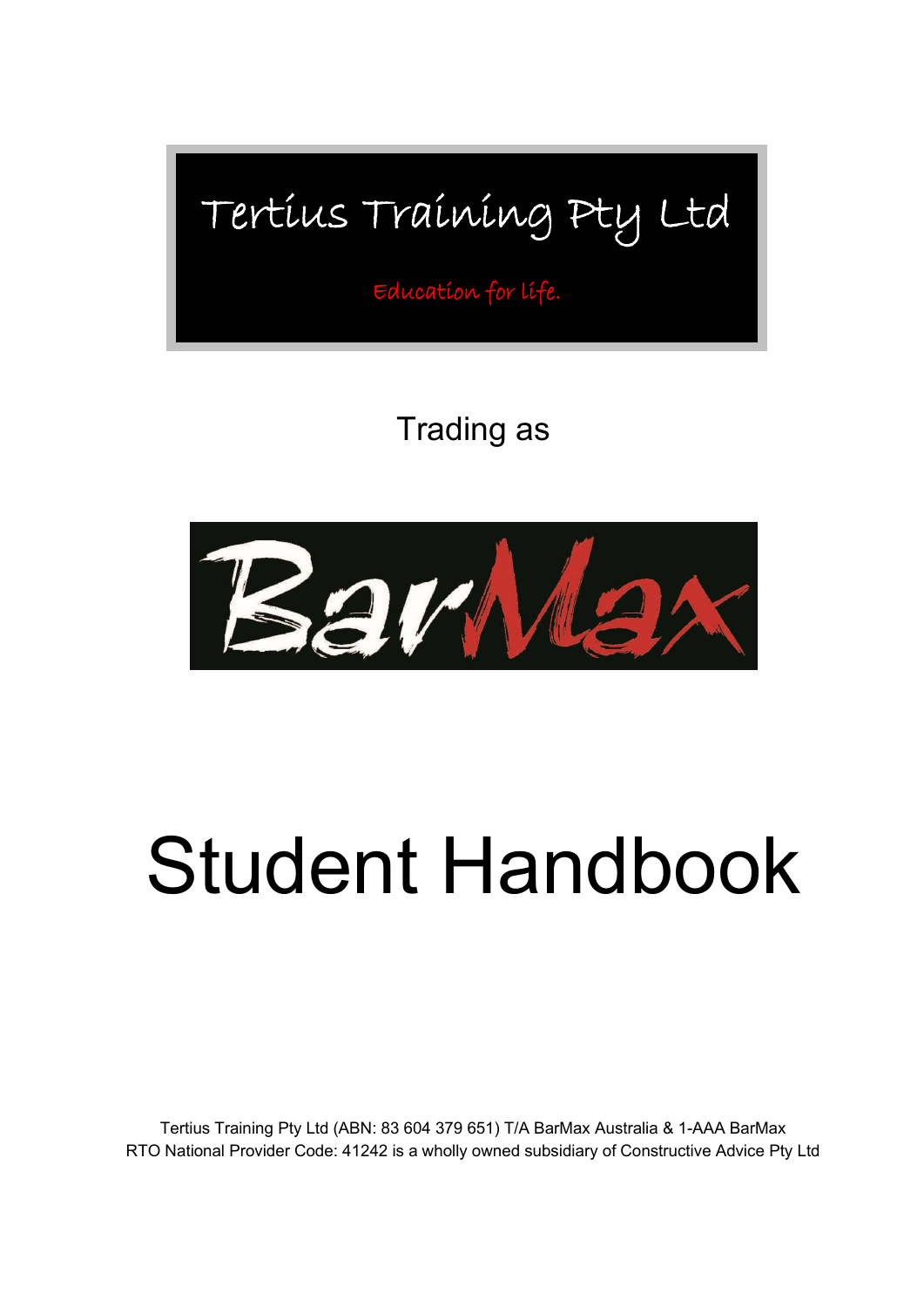Tertius Training Pty Ltd

Education for life.

Trading as

BarMax

# Student Handbook

Tertius Training Pty Ltd (ABN: 83 604 379 651) T/A BarMax Australia & 1-AAA BarMax
RTO National Provider Code: 41242 is a wholly owned subsidiary of Constructive Advice Pty Ltd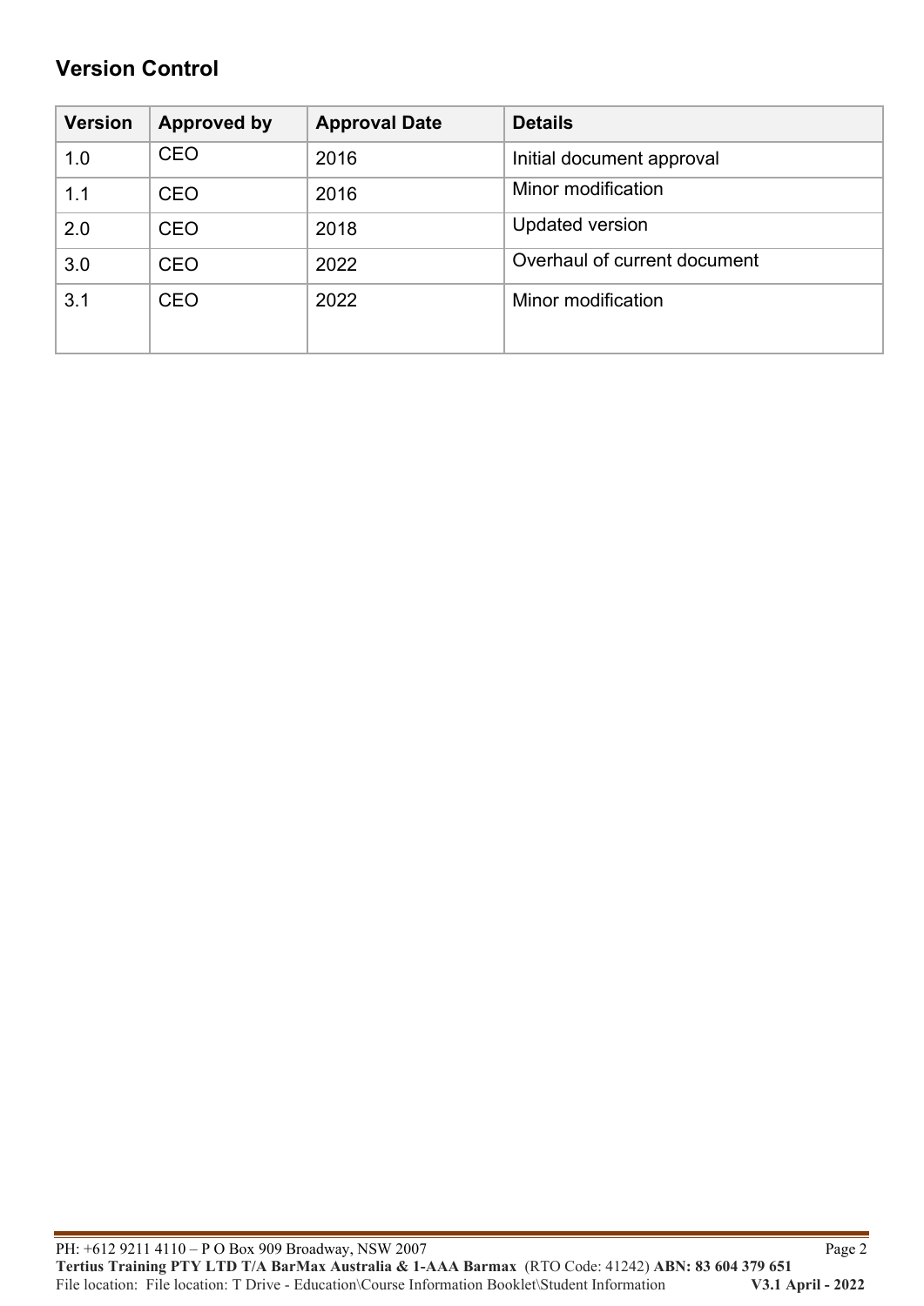## Version Control

| Version | Approved by | Approval Date | Details |
|---|---|---|---|
| 1.0 | CEO | 2016 | Initial document approval |
| 1.1 | CEO | 2016 | Minor modification |
| 2.0 | CEO | 2018 | Updated version |
| 3.0 | CEO | 2022 | Overhaul of current document |
| 3.1 | CEO | 2022 | Minor modification |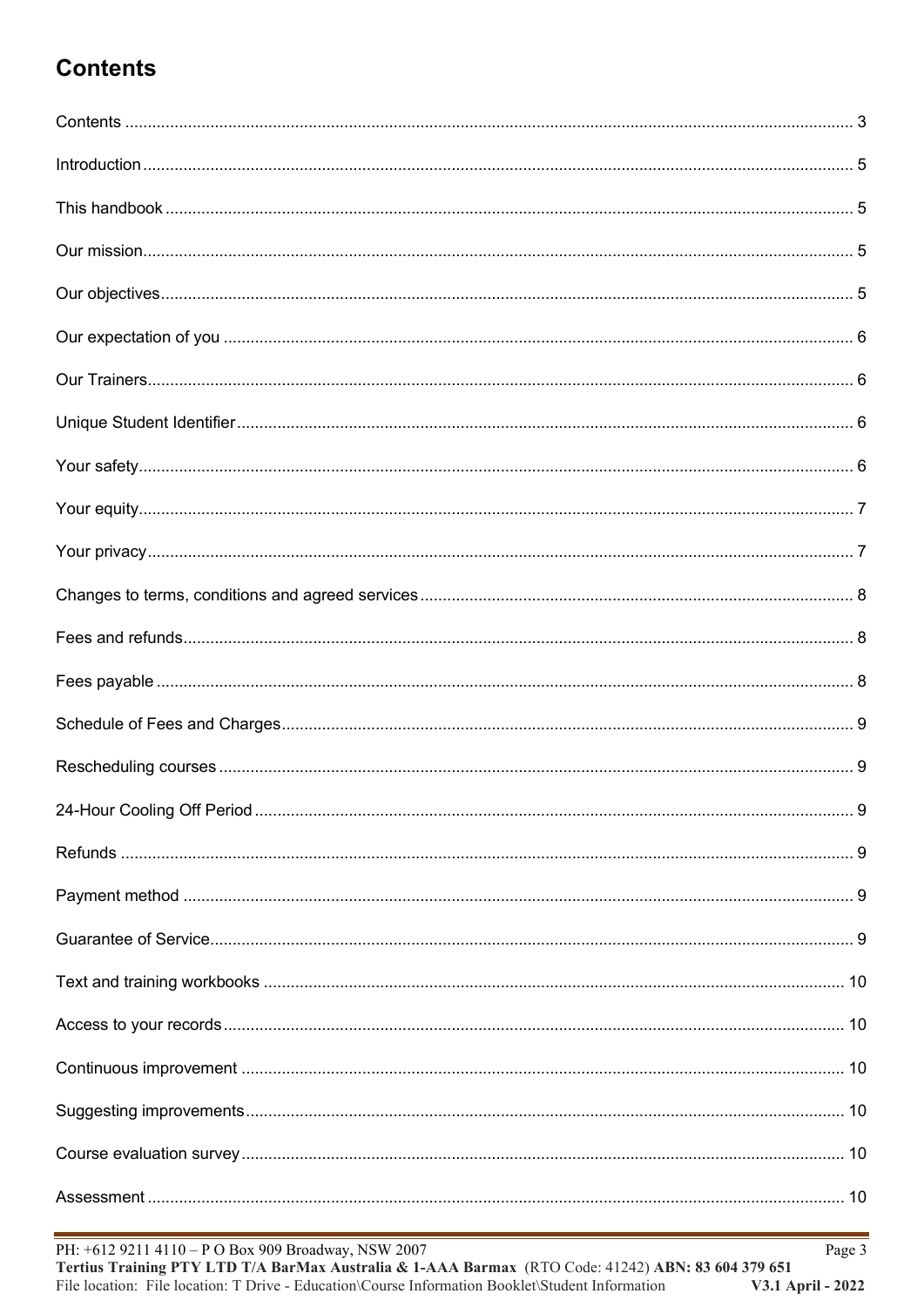# Contents

Contents ........................................................................................................................................ 3

Introduction .................................................................................................................................. 5

This handbook ............................................................................................................................. 5

Our mission .................................................................................................................................. 5

Our objectives .............................................................................................................................. 5

Our expectation of you ................................................................................................................ 6

Our Trainers ................................................................................................................................. 6

Unique Student Identifier ............................................................................................................ 6

Your safety ................................................................................................................................... 6

Your equity ................................................................................................................................... 7

Your privacy ................................................................................................................................. 7

Changes to terms, conditions and agreed services ................................................................... 8

Fees and refunds ......................................................................................................................... 8

Fees payable ................................................................................................................................ 8

Schedule of Fees and Charges ................................................................................................... 9

Rescheduling courses ................................................................................................................. 9

24-Hour Cooling Off Period ......................................................................................................... 9

Refunds ........................................................................................................................................ 9

Payment method .......................................................................................................................... 9

Guarantee of Service ................................................................................................................... 9

Text and training workbooks ...................................................................................................... 10

Access to your records .............................................................................................................. 10

Continuous improvement ........................................................................................................... 10

Suggesting improvements ......................................................................................................... 10

Course evaluation survey .......................................................................................................... 10

Assessment ................................................................................................................................ 10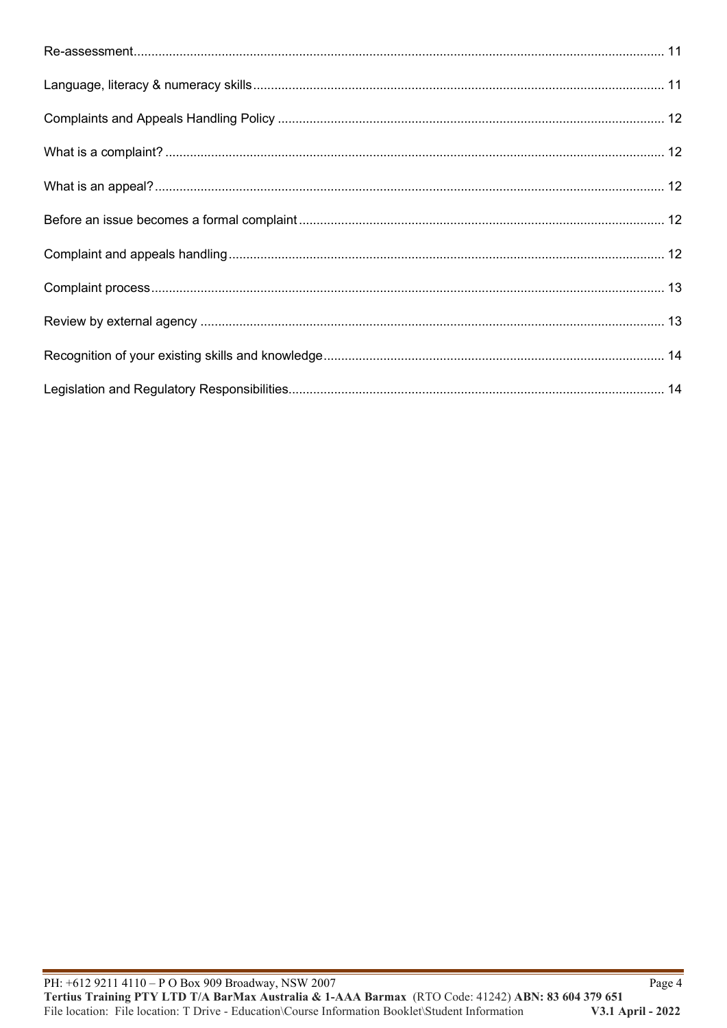Re-assessment ... 11

Language, literacy & numeracy skills ... 11

Complaints and Appeals Handling Policy ... 12

What is a complaint? ... 12

What is an appeal? ... 12

Before an issue becomes a formal complaint ... 12

Complaint and appeals handling ... 12

Complaint process ... 13

Review by external agency ... 13

Recognition of your existing skills and knowledge ... 14

Legislation and Regulatory Responsibilities ... 14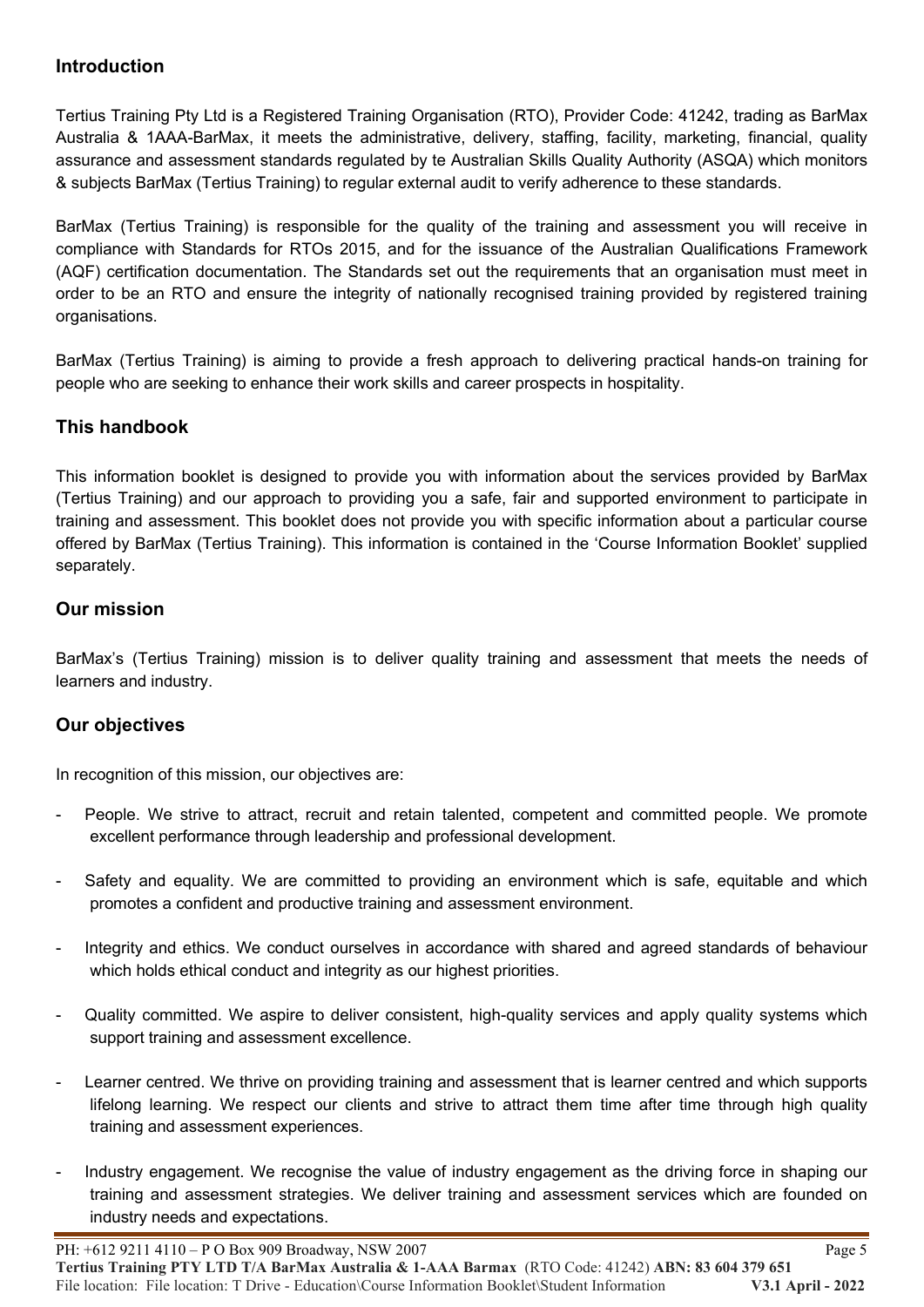## Introduction

Tertius Training Pty Ltd is a Registered Training Organisation (RTO), Provider Code: 41242, trading as BarMax Australia & 1AAA-BarMax, it meets the administrative, delivery, staffing, facility, marketing, financial, quality assurance and assessment standards regulated by te Australian Skills Quality Authority (ASQA) which monitors & subjects BarMax (Tertius Training) to regular external audit to verify adherence to these standards.

BarMax (Tertius Training) is responsible for the quality of the training and assessment you will receive in compliance with Standards for RTOs 2015, and for the issuance of the Australian Qualifications Framework (AQF) certification documentation. The Standards set out the requirements that an organisation must meet in order to be an RTO and ensure the integrity of nationally recognised training provided by registered training organisations.

BarMax (Tertius Training) is aiming to provide a fresh approach to delivering practical hands-on training for people who are seeking to enhance their work skills and career prospects in hospitality.

## This handbook

This information booklet is designed to provide you with information about the services provided by BarMax (Tertius Training) and our approach to providing you a safe, fair and supported environment to participate in training and assessment. This booklet does not provide you with specific information about a particular course offered by BarMax (Tertius Training). This information is contained in the 'Course Information Booklet' supplied separately.

## Our mission

BarMax's (Tertius Training) mission is to deliver quality training and assessment that meets the needs of learners and industry.

## Our objectives

In recognition of this mission, our objectives are:

- People. We strive to attract, recruit and retain talented, competent and committed people. We promote excellent performance through leadership and professional development.
- Safety and equality. We are committed to providing an environment which is safe, equitable and which promotes a confident and productive training and assessment environment.
- Integrity and ethics. We conduct ourselves in accordance with shared and agreed standards of behaviour which holds ethical conduct and integrity as our highest priorities.
- Quality committed. We aspire to deliver consistent, high-quality services and apply quality systems which support training and assessment excellence.
- Learner centred. We thrive on providing training and assessment that is learner centred and which supports lifelong learning. We respect our clients and strive to attract them time after time through high quality training and assessment experiences.
- Industry engagement. We recognise the value of industry engagement as the driving force in shaping our training and assessment strategies. We deliver training and assessment services which are founded on industry needs and expectations.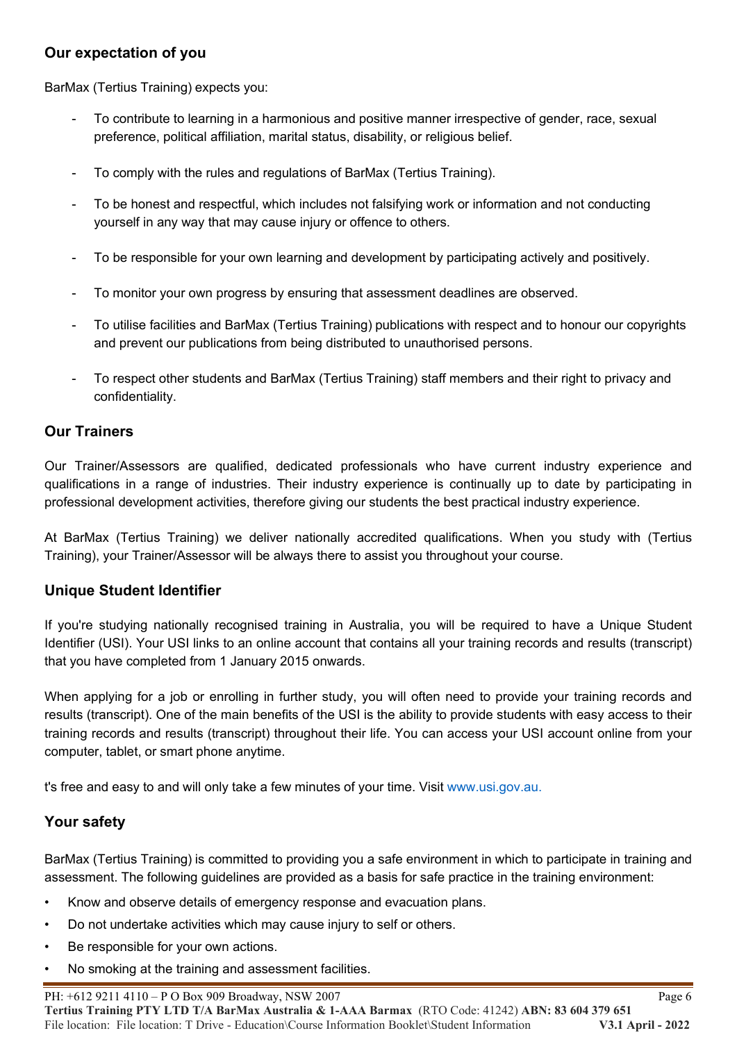## Our expectation of you

BarMax (Tertius Training) expects you:

- To contribute to learning in a harmonious and positive manner irrespective of gender, race, sexual preference, political affiliation, marital status, disability, or religious belief.
- To comply with the rules and regulations of BarMax (Tertius Training).
- To be honest and respectful, which includes not falsifying work or information and not conducting yourself in any way that may cause injury or offence to others.
- To be responsible for your own learning and development by participating actively and positively.
- To monitor your own progress by ensuring that assessment deadlines are observed.
- To utilise facilities and BarMax (Tertius Training) publications with respect and to honour our copyrights and prevent our publications from being distributed to unauthorised persons.
- To respect other students and BarMax (Tertius Training) staff members and their right to privacy and confidentiality.

## Our Trainers

Our Trainer/Assessors are qualified, dedicated professionals who have current industry experience and qualifications in a range of industries. Their industry experience is continually up to date by participating in professional development activities, therefore giving our students the best practical industry experience.

At BarMax (Tertius Training) we deliver nationally accredited qualifications. When you study with (Tertius Training), your Trainer/Assessor will be always there to assist you throughout your course.

## Unique Student Identifier

If you're studying nationally recognised training in Australia, you will be required to have a Unique Student Identifier (USI). Your USI links to an online account that contains all your training records and results (transcript) that you have completed from 1 January 2015 onwards.

When applying for a job or enrolling in further study, you will often need to provide your training records and results (transcript). One of the main benefits of the USI is the ability to provide students with easy access to their training records and results (transcript) throughout their life. You can access your USI account online from your computer, tablet, or smart phone anytime.

t's free and easy to and will only take a few minutes of your time. Visit www.usi.gov.au.

## Your safety

BarMax (Tertius Training) is committed to providing you a safe environment in which to participate in training and assessment. The following guidelines are provided as a basis for safe practice in the training environment:

- Know and observe details of emergency response and evacuation plans.
- Do not undertake activities which may cause injury to self or others.
- Be responsible for your own actions.
- No smoking at the training and assessment facilities.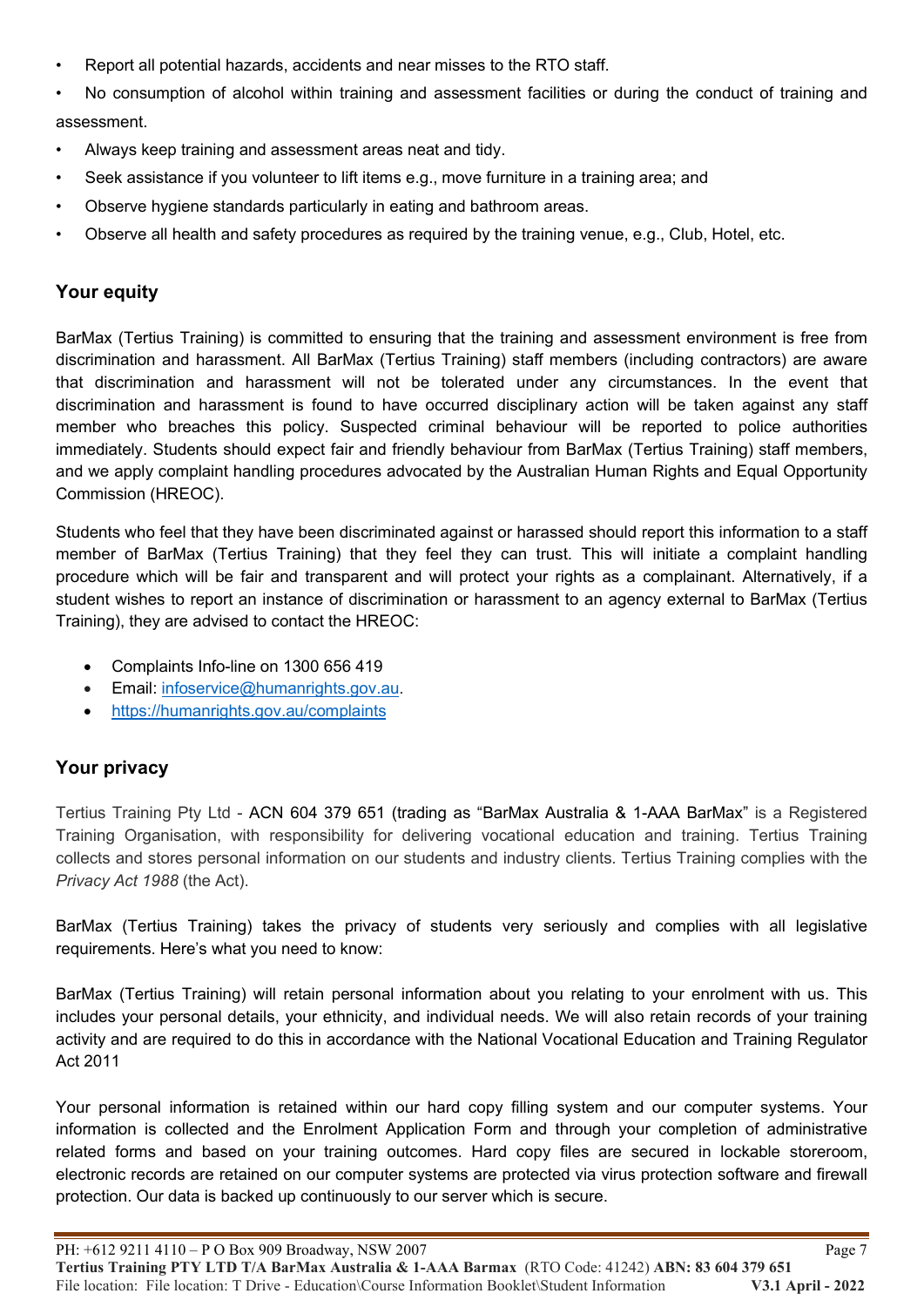- Report all potential hazards, accidents and near misses to the RTO staff.
- No consumption of alcohol within training and assessment facilities or during the conduct of training and assessment.
- Always keep training and assessment areas neat and tidy.
- Seek assistance if you volunteer to lift items e.g., move furniture in a training area; and
- Observe hygiene standards particularly in eating and bathroom areas.
- Observe all health and safety procedures as required by the training venue, e.g., Club, Hotel, etc.

## Your equity

BarMax (Tertius Training) is committed to ensuring that the training and assessment environment is free from discrimination and harassment. All BarMax (Tertius Training) staff members (including contractors) are aware that discrimination and harassment will not be tolerated under any circumstances. In the event that discrimination and harassment is found to have occurred disciplinary action will be taken against any staff member who breaches this policy. Suspected criminal behaviour will be reported to police authorities immediately. Students should expect fair and friendly behaviour from BarMax (Tertius Training) staff members, and we apply complaint handling procedures advocated by the Australian Human Rights and Equal Opportunity Commission (HREOC).

Students who feel that they have been discriminated against or harassed should report this information to a staff member of BarMax (Tertius Training) that they feel they can trust. This will initiate a complaint handling procedure which will be fair and transparent and will protect your rights as a complainant. Alternatively, if a student wishes to report an instance of discrimination or harassment to an agency external to BarMax (Tertius Training), they are advised to contact the HREOC:

- Complaints Info-line on 1300 656 419
- Email: infoservice@humanrights.gov.au.
- https://humanrights.gov.au/complaints

## Your privacy

Tertius Training Pty Ltd - ACN 604 379 651 (trading as "BarMax Australia & 1-AAA BarMax" is a Registered Training Organisation, with responsibility for delivering vocational education and training. Tertius Training collects and stores personal information on our students and industry clients. Tertius Training complies with the *Privacy Act 1988* (the Act).

BarMax (Tertius Training) takes the privacy of students very seriously and complies with all legislative requirements. Here's what you need to know:

BarMax (Tertius Training) will retain personal information about you relating to your enrolment with us. This includes your personal details, your ethnicity, and individual needs. We will also retain records of your training activity and are required to do this in accordance with the National Vocational Education and Training Regulator Act 2011

Your personal information is retained within our hard copy filling system and our computer systems. Your information is collected and the Enrolment Application Form and through your completion of administrative related forms and based on your training outcomes. Hard copy files are secured in lockable storeroom, electronic records are retained on our computer systems are protected via virus protection software and firewall protection. Our data is backed up continuously to our server which is secure.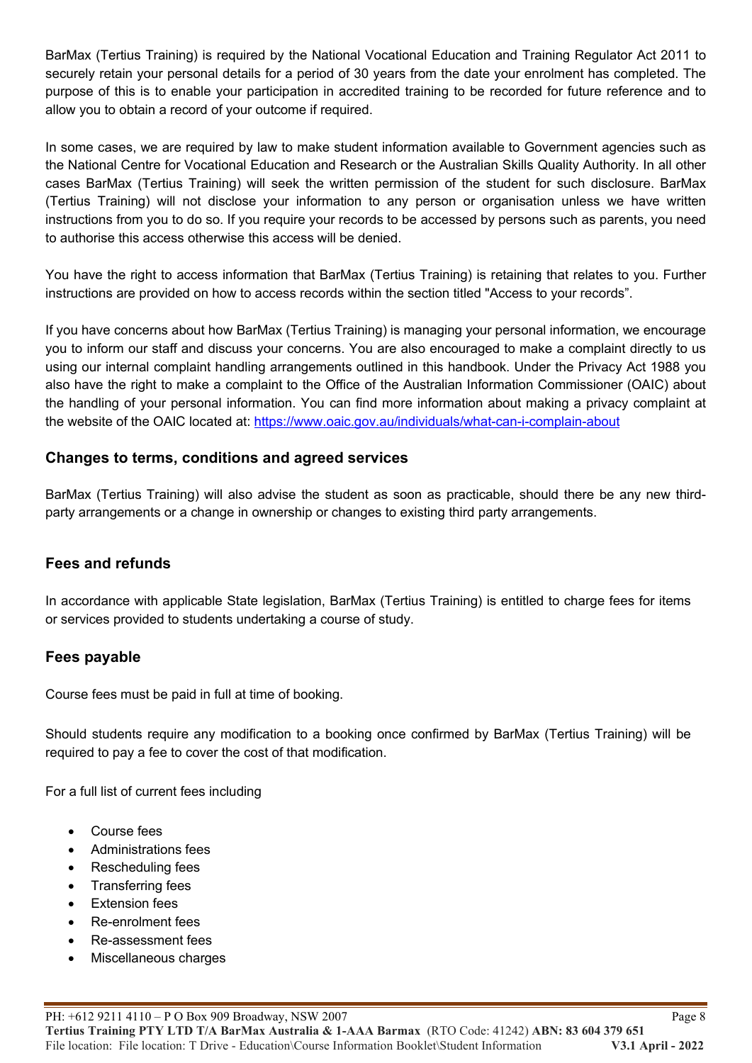BarMax (Tertius Training) is required by the National Vocational Education and Training Regulator Act 2011 to securely retain your personal details for a period of 30 years from the date your enrolment has completed. The purpose of this is to enable your participation in accredited training to be recorded for future reference and to allow you to obtain a record of your outcome if required.

In some cases, we are required by law to make student information available to Government agencies such as the National Centre for Vocational Education and Research or the Australian Skills Quality Authority. In all other cases BarMax (Tertius Training) will seek the written permission of the student for such disclosure. BarMax (Tertius Training) will not disclose your information to any person or organisation unless we have written instructions from you to do so. If you require your records to be accessed by persons such as parents, you need to authorise this access otherwise this access will be denied.

You have the right to access information that BarMax (Tertius Training) is retaining that relates to you. Further instructions are provided on how to access records within the section titled "Access to your records".

If you have concerns about how BarMax (Tertius Training) is managing your personal information, we encourage you to inform our staff and discuss your concerns. You are also encouraged to make a complaint directly to us using our internal complaint handling arrangements outlined in this handbook. Under the Privacy Act 1988 you also have the right to make a complaint to the Office of the Australian Information Commissioner (OAIC) about the handling of your personal information. You can find more information about making a privacy complaint at the website of the OAIC located at: https://www.oaic.gov.au/individuals/what-can-i-complain-about

## Changes to terms, conditions and agreed services

BarMax (Tertius Training) will also advise the student as soon as practicable, should there be any new third-party arrangements or a change in ownership or changes to existing third party arrangements.

## Fees and refunds

In accordance with applicable State legislation, BarMax (Tertius Training) is entitled to charge fees for items or services provided to students undertaking a course of study.

## Fees payable

Course fees must be paid in full at time of booking.

Should students require any modification to a booking once confirmed by BarMax (Tertius Training) will be required to pay a fee to cover the cost of that modification.

For a full list of current fees including

- Course fees
- Administrations fees
- Rescheduling fees
- Transferring fees
- Extension fees
- Re-enrolment fees
- Re-assessment fees
- Miscellaneous charges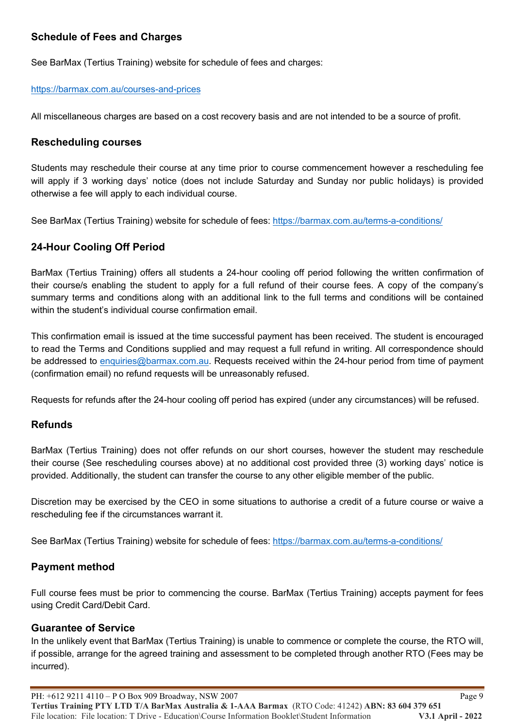## Schedule of Fees and Charges

See BarMax (Tertius Training) website for schedule of fees and charges:

https://barmax.com.au/courses-and-prices

All miscellaneous charges are based on a cost recovery basis and are not intended to be a source of profit.

## Rescheduling courses

Students may reschedule their course at any time prior to course commencement however a rescheduling fee will apply if 3 working days' notice (does not include Saturday and Sunday nor public holidays) is provided otherwise a fee will apply to each individual course.

See BarMax (Tertius Training) website for schedule of fees: https://barmax.com.au/terms-a-conditions/

## 24-Hour Cooling Off Period

BarMax (Tertius Training) offers all students a 24-hour cooling off period following the written confirmation of their course/s enabling the student to apply for a full refund of their course fees. A copy of the company's summary terms and conditions along with an additional link to the full terms and conditions will be contained within the student's individual course confirmation email.

This confirmation email is issued at the time successful payment has been received. The student is encouraged to read the Terms and Conditions supplied and may request a full refund in writing. All correspondence should be addressed to enquiries@barmax.com.au. Requests received within the 24-hour period from time of payment (confirmation email) no refund requests will be unreasonably refused.

Requests for refunds after the 24-hour cooling off period has expired (under any circumstances) will be refused.

## Refunds

BarMax (Tertius Training) does not offer refunds on our short courses, however the student may reschedule their course (See rescheduling courses above) at no additional cost provided three (3) working days' notice is provided. Additionally, the student can transfer the course to any other eligible member of the public.

Discretion may be exercised by the CEO in some situations to authorise a credit of a future course or waive a rescheduling fee if the circumstances warrant it.

See BarMax (Tertius Training) website for schedule of fees: https://barmax.com.au/terms-a-conditions/

## Payment method

Full course fees must be prior to commencing the course. BarMax (Tertius Training) accepts payment for fees using Credit Card/Debit Card.

## Guarantee of Service

In the unlikely event that BarMax (Tertius Training) is unable to commence or complete the course, the RTO will, if possible, arrange for the agreed training and assessment to be completed through another RTO (Fees may be incurred).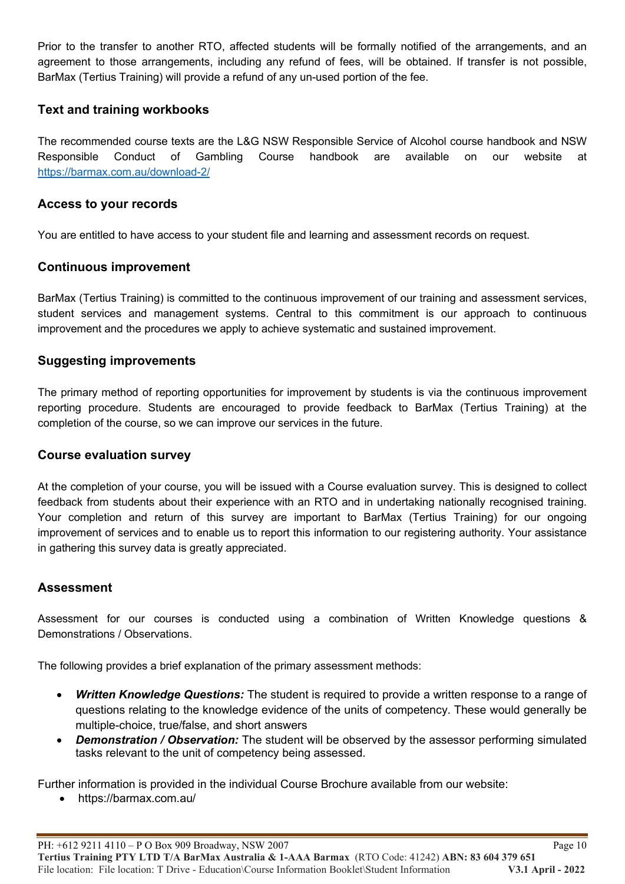Prior to the transfer to another RTO, affected students will be formally notified of the arrangements, and an agreement to those arrangements, including any refund of fees, will be obtained. If transfer is not possible, BarMax (Tertius Training) will provide a refund of any un-used portion of the fee.

## Text and training workbooks

The recommended course texts are the L&G NSW Responsible Service of Alcohol course handbook and NSW Responsible Conduct of Gambling Course handbook are available on our website at https://barmax.com.au/download-2/

## Access to your records

You are entitled to have access to your student file and learning and assessment records on request.

## Continuous improvement

BarMax (Tertius Training) is committed to the continuous improvement of our training and assessment services, student services and management systems. Central to this commitment is our approach to continuous improvement and the procedures we apply to achieve systematic and sustained improvement.

## Suggesting improvements

The primary method of reporting opportunities for improvement by students is via the continuous improvement reporting procedure. Students are encouraged to provide feedback to BarMax (Tertius Training) at the completion of the course, so we can improve our services in the future.

## Course evaluation survey

At the completion of your course, you will be issued with a Course evaluation survey. This is designed to collect feedback from students about their experience with an RTO and in undertaking nationally recognised training. Your completion and return of this survey are important to BarMax (Tertius Training) for our ongoing improvement of services and to enable us to report this information to our registering authority. Your assistance in gathering this survey data is greatly appreciated.

## Assessment

Assessment for our courses is conducted using a combination of Written Knowledge questions & Demonstrations / Observations.

The following provides a brief explanation of the primary assessment methods:

- ***Written Knowledge Questions:*** The student is required to provide a written response to a range of questions relating to the knowledge evidence of the units of competency. These would generally be multiple-choice, true/false, and short answers
- ***Demonstration / Observation:*** The student will be observed by the assessor performing simulated tasks relevant to the unit of competency being assessed.

Further information is provided in the individual Course Brochure available from our website:

- https://barmax.com.au/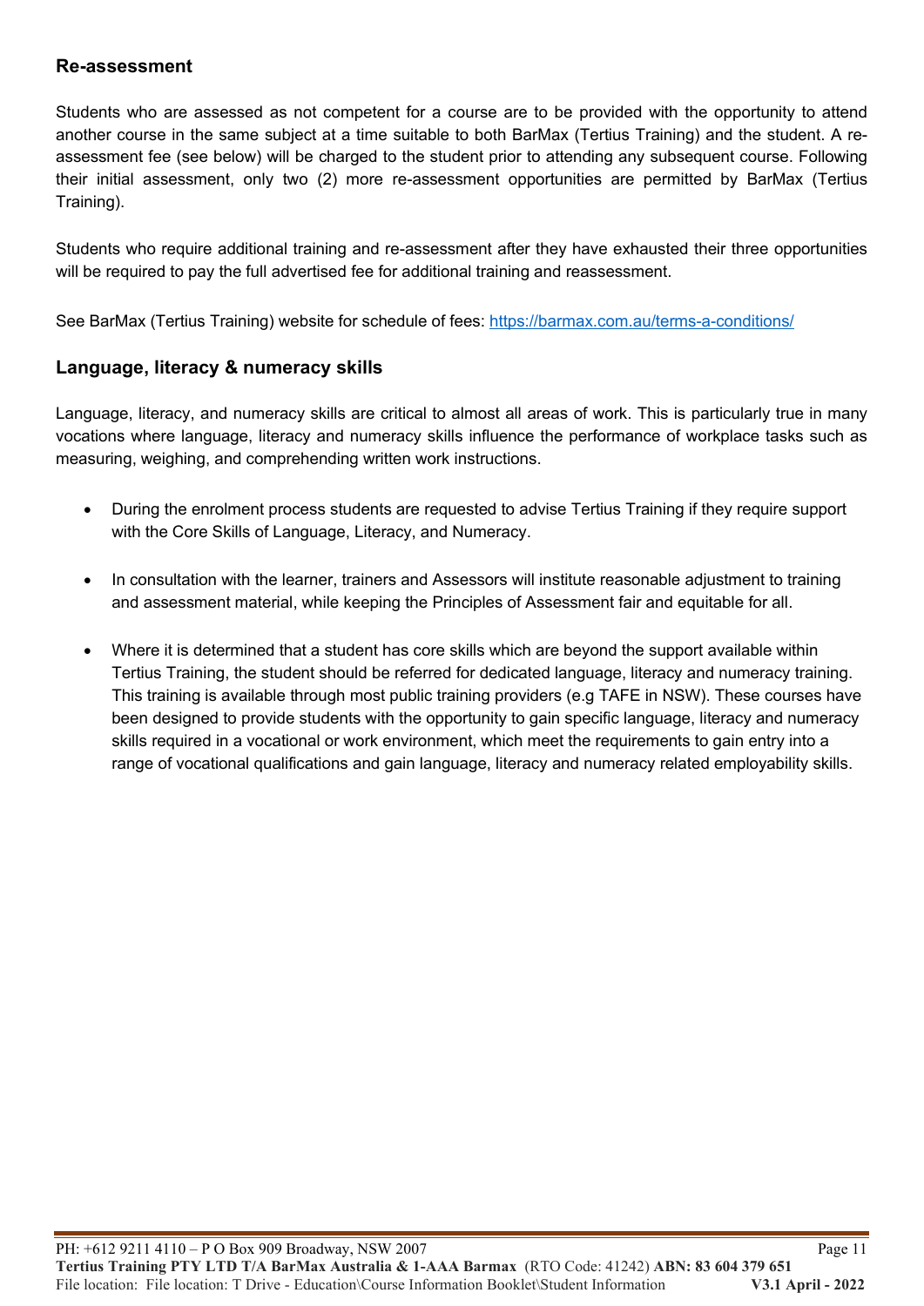## Re-assessment

Students who are assessed as not competent for a course are to be provided with the opportunity to attend another course in the same subject at a time suitable to both BarMax (Tertius Training) and the student. A re-assessment fee (see below) will be charged to the student prior to attending any subsequent course. Following their initial assessment, only two (2) more re-assessment opportunities are permitted by BarMax (Tertius Training).

Students who require additional training and re-assessment after they have exhausted their three opportunities will be required to pay the full advertised fee for additional training and reassessment.

See BarMax (Tertius Training) website for schedule of fees: [https://barmax.com.au/terms-a-conditions/](https://barmax.com.au/terms-a-conditions/)

## Language, literacy & numeracy skills

Language, literacy, and numeracy skills are critical to almost all areas of work. This is particularly true in many vocations where language, literacy and numeracy skills influence the performance of workplace tasks such as measuring, weighing, and comprehending written work instructions.

- During the enrolment process students are requested to advise Tertius Training if they require support with the Core Skills of Language, Literacy, and Numeracy.
- In consultation with the learner, trainers and Assessors will institute reasonable adjustment to training and assessment material, while keeping the Principles of Assessment fair and equitable for all.
- Where it is determined that a student has core skills which are beyond the support available within Tertius Training, the student should be referred for dedicated language, literacy and numeracy training. This training is available through most public training providers (e.g TAFE in NSW). These courses have been designed to provide students with the opportunity to gain specific language, literacy and numeracy skills required in a vocational or work environment, which meet the requirements to gain entry into a range of vocational qualifications and gain language, literacy and numeracy related employability skills.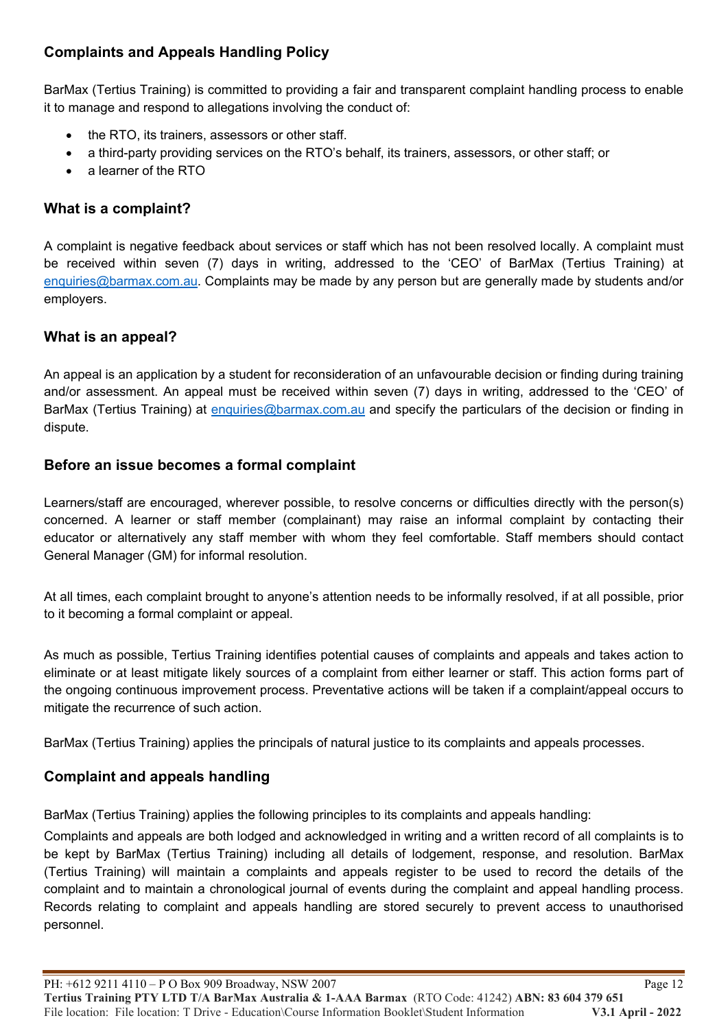## Complaints and Appeals Handling Policy

BarMax (Tertius Training) is committed to providing a fair and transparent complaint handling process to enable it to manage and respond to allegations involving the conduct of:

- the RTO, its trainers, assessors or other staff.
- a third-party providing services on the RTO's behalf, its trainers, assessors, or other staff; or
- a learner of the RTO

### What is a complaint?

A complaint is negative feedback about services or staff which has not been resolved locally. A complaint must be received within seven (7) days in writing, addressed to the 'CEO' of BarMax (Tertius Training) at enquiries@barmax.com.au. Complaints may be made by any person but are generally made by students and/or employers.

### What is an appeal?

An appeal is an application by a student for reconsideration of an unfavourable decision or finding during training and/or assessment. An appeal must be received within seven (7) days in writing, addressed to the 'CEO' of BarMax (Tertius Training) at enquiries@barmax.com.au and specify the particulars of the decision or finding in dispute.

### Before an issue becomes a formal complaint

Learners/staff are encouraged, wherever possible, to resolve concerns or difficulties directly with the person(s) concerned. A learner or staff member (complainant) may raise an informal complaint by contacting their educator or alternatively any staff member with whom they feel comfortable. Staff members should contact General Manager (GM) for informal resolution.

At all times, each complaint brought to anyone's attention needs to be informally resolved, if at all possible, prior to it becoming a formal complaint or appeal.

As much as possible, Tertius Training identifies potential causes of complaints and appeals and takes action to eliminate or at least mitigate likely sources of a complaint from either learner or staff. This action forms part of the ongoing continuous improvement process. Preventative actions will be taken if a complaint/appeal occurs to mitigate the recurrence of such action.

BarMax (Tertius Training) applies the principals of natural justice to its complaints and appeals processes.

### Complaint and appeals handling

BarMax (Tertius Training) applies the following principles to its complaints and appeals handling:

Complaints and appeals are both lodged and acknowledged in writing and a written record of all complaints is to be kept by BarMax (Tertius Training) including all details of lodgement, response, and resolution. BarMax (Tertius Training) will maintain a complaints and appeals register to be used to record the details of the complaint and to maintain a chronological journal of events during the complaint and appeal handling process. Records relating to complaint and appeals handling are stored securely to prevent access to unauthorised personnel.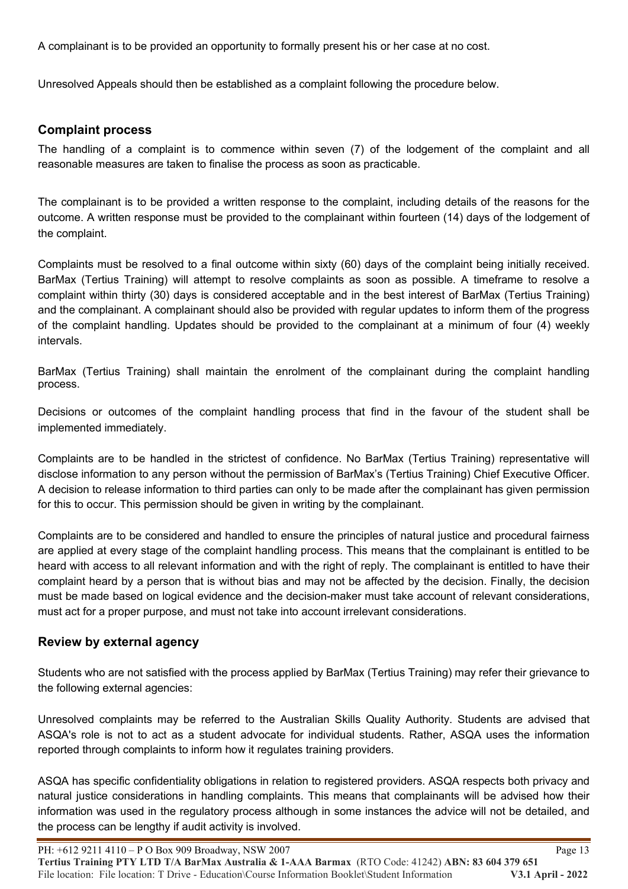A complainant is to be provided an opportunity to formally present his or her case at no cost.

Unresolved Appeals should then be established as a complaint following the procedure below.

## Complaint process

The handling of a complaint is to commence within seven (7) of the lodgement of the complaint and all reasonable measures are taken to finalise the process as soon as practicable.

The complainant is to be provided a written response to the complaint, including details of the reasons for the outcome. A written response must be provided to the complainant within fourteen (14) days of the lodgement of the complaint.

Complaints must be resolved to a final outcome within sixty (60) days of the complaint being initially received. BarMax (Tertius Training) will attempt to resolve complaints as soon as possible. A timeframe to resolve a complaint within thirty (30) days is considered acceptable and in the best interest of BarMax (Tertius Training) and the complainant. A complainant should also be provided with regular updates to inform them of the progress of the complaint handling. Updates should be provided to the complainant at a minimum of four (4) weekly intervals.

BarMax (Tertius Training) shall maintain the enrolment of the complainant during the complaint handling process.

Decisions or outcomes of the complaint handling process that find in the favour of the student shall be implemented immediately.

Complaints are to be handled in the strictest of confidence. No BarMax (Tertius Training) representative will disclose information to any person without the permission of BarMax's (Tertius Training) Chief Executive Officer. A decision to release information to third parties can only to be made after the complainant has given permission for this to occur. This permission should be given in writing by the complainant.

Complaints are to be considered and handled to ensure the principles of natural justice and procedural fairness are applied at every stage of the complaint handling process. This means that the complainant is entitled to be heard with access to all relevant information and with the right of reply. The complainant is entitled to have their complaint heard by a person that is without bias and may not be affected by the decision. Finally, the decision must be made based on logical evidence and the decision-maker must take account of relevant considerations, must act for a proper purpose, and must not take into account irrelevant considerations.

## Review by external agency

Students who are not satisfied with the process applied by BarMax (Tertius Training) may refer their grievance to the following external agencies:

Unresolved complaints may be referred to the Australian Skills Quality Authority. Students are advised that ASQA's role is not to act as a student advocate for individual students. Rather, ASQA uses the information reported through complaints to inform how it regulates training providers.

ASQA has specific confidentiality obligations in relation to registered providers. ASQA respects both privacy and natural justice considerations in handling complaints. This means that complainants will be advised how their information was used in the regulatory process although in some instances the advice will not be detailed, and the process can be lengthy if audit activity is involved.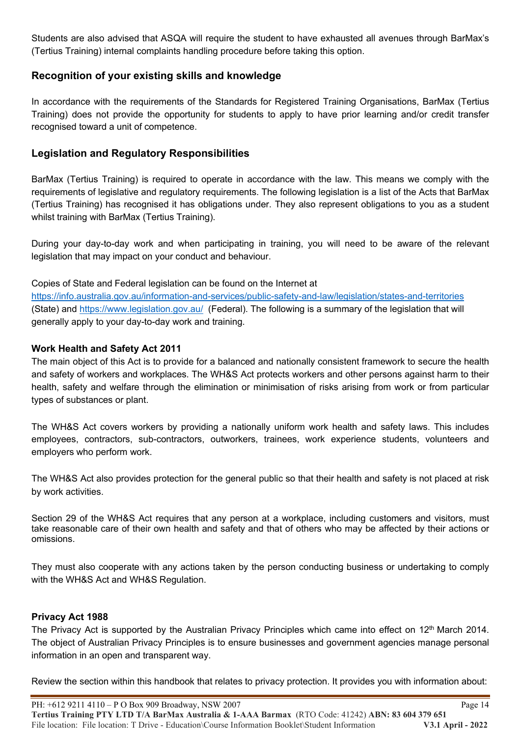Students are also advised that ASQA will require the student to have exhausted all avenues through BarMax's (Tertius Training) internal complaints handling procedure before taking this option.

## Recognition of your existing skills and knowledge

In accordance with the requirements of the Standards for Registered Training Organisations, BarMax (Tertius Training) does not provide the opportunity for students to apply to have prior learning and/or credit transfer recognised toward a unit of competence.

## Legislation and Regulatory Responsibilities

BarMax (Tertius Training) is required to operate in accordance with the law. This means we comply with the requirements of legislative and regulatory requirements. The following legislation is a list of the Acts that BarMax (Tertius Training) has recognised it has obligations under. They also represent obligations to you as a student whilst training with BarMax (Tertius Training).

During your day-to-day work and when participating in training, you will need to be aware of the relevant legislation that may impact on your conduct and behaviour.

Copies of State and Federal legislation can be found on the Internet at https://info.australia.gov.au/information-and-services/public-safety-and-law/legislation/states-and-territories (State) and https://www.legislation.gov.au/ (Federal). The following is a summary of the legislation that will generally apply to your day-to-day work and training.

**Work Health and Safety Act 2011**

The main object of this Act is to provide for a balanced and nationally consistent framework to secure the health and safety of workers and workplaces. The WH&S Act protects workers and other persons against harm to their health, safety and welfare through the elimination or minimisation of risks arising from work or from particular types of substances or plant.

The WH&S Act covers workers by providing a nationally uniform work health and safety laws. This includes employees, contractors, sub-contractors, outworkers, trainees, work experience students, volunteers and employers who perform work.

The WH&S Act also provides protection for the general public so that their health and safety is not placed at risk by work activities.

Section 29 of the WH&S Act requires that any person at a workplace, including customers and visitors, must take reasonable care of their own health and safety and that of others who may be affected by their actions or omissions.

They must also cooperate with any actions taken by the person conducting business or undertaking to comply with the WH&S Act and WH&S Regulation.

**Privacy Act 1988**

The Privacy Act is supported by the Australian Privacy Principles which came into effect on 12th March 2014. The object of Australian Privacy Principles is to ensure businesses and government agencies manage personal information in an open and transparent way.

Review the section within this handbook that relates to privacy protection. It provides you with information about: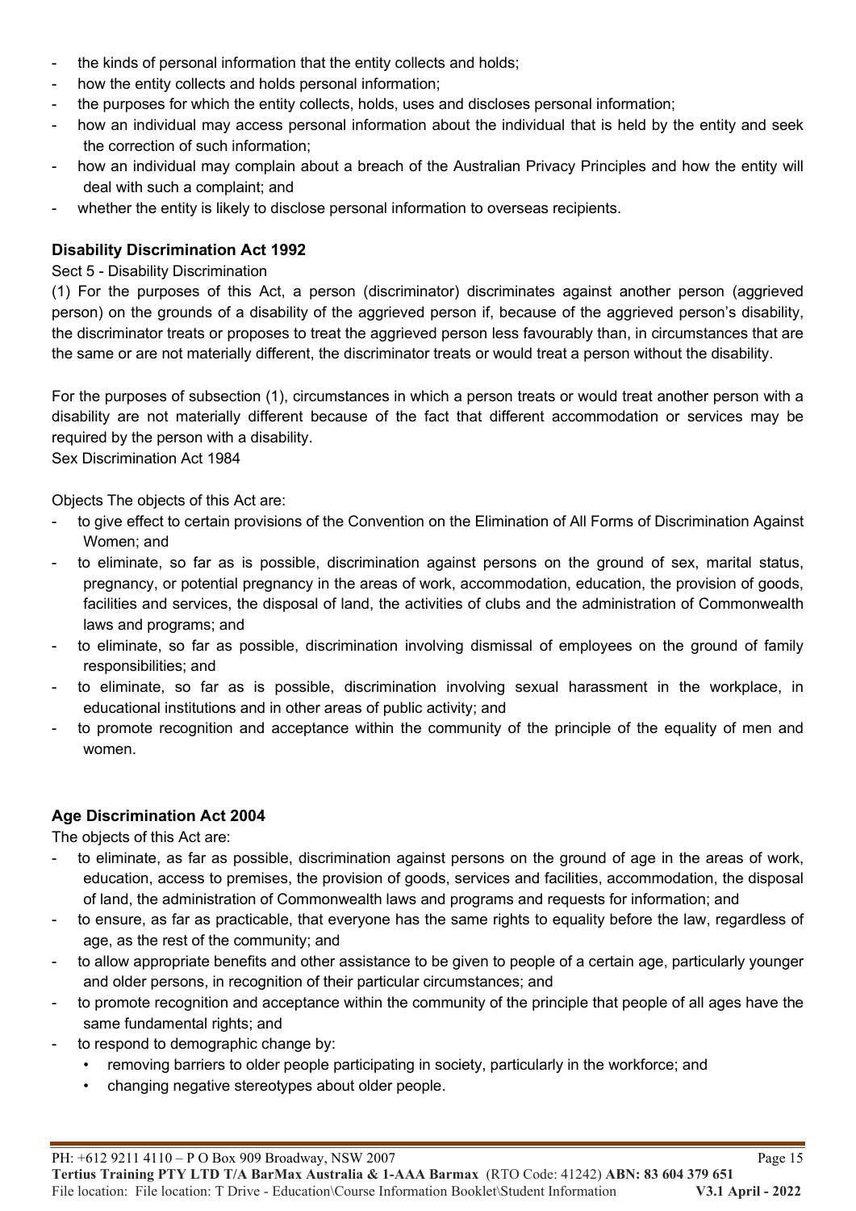- the kinds of personal information that the entity collects and holds;
- how the entity collects and holds personal information;
- the purposes for which the entity collects, holds, uses and discloses personal information;
- how an individual may access personal information about the individual that is held by the entity and seek the correction of such information;
- how an individual may complain about a breach of the Australian Privacy Principles and how the entity will deal with such a complaint; and
- whether the entity is likely to disclose personal information to overseas recipients.

**Disability Discrimination Act 1992**

Sect 5 - Disability Discrimination

(1) For the purposes of this Act, a person (discriminator) discriminates against another person (aggrieved person) on the grounds of a disability of the aggrieved person if, because of the aggrieved person's disability, the discriminator treats or proposes to treat the aggrieved person less favourably than, in circumstances that are the same or are not materially different, the discriminator treats or would treat a person without the disability.

For the purposes of subsection (1), circumstances in which a person treats or would treat another person with a disability are not materially different because of the fact that different accommodation or services may be required by the person with a disability.

Sex Discrimination Act 1984

Objects The objects of this Act are:

- to give effect to certain provisions of the Convention on the Elimination of All Forms of Discrimination Against Women; and
- to eliminate, so far as is possible, discrimination against persons on the ground of sex, marital status, pregnancy, or potential pregnancy in the areas of work, accommodation, education, the provision of goods, facilities and services, the disposal of land, the activities of clubs and the administration of Commonwealth laws and programs; and
- to eliminate, so far as possible, discrimination involving dismissal of employees on the ground of family responsibilities; and
- to eliminate, so far as is possible, discrimination involving sexual harassment in the workplace, in educational institutions and in other areas of public activity; and
- to promote recognition and acceptance within the community of the principle of the equality of men and women.

**Age Discrimination Act 2004**

The objects of this Act are:

- to eliminate, as far as possible, discrimination against persons on the ground of age in the areas of work, education, access to premises, the provision of goods, services and facilities, accommodation, the disposal of land, the administration of Commonwealth laws and programs and requests for information; and
- to ensure, as far as practicable, that everyone has the same rights to equality before the law, regardless of age, as the rest of the community; and
- to allow appropriate benefits and other assistance to be given to people of a certain age, particularly younger and older persons, in recognition of their particular circumstances; and
- to promote recognition and acceptance within the community of the principle that people of all ages have the same fundamental rights; and
- to respond to demographic change by:
  - removing barriers to older people participating in society, particularly in the workforce; and
  - changing negative stereotypes about older people.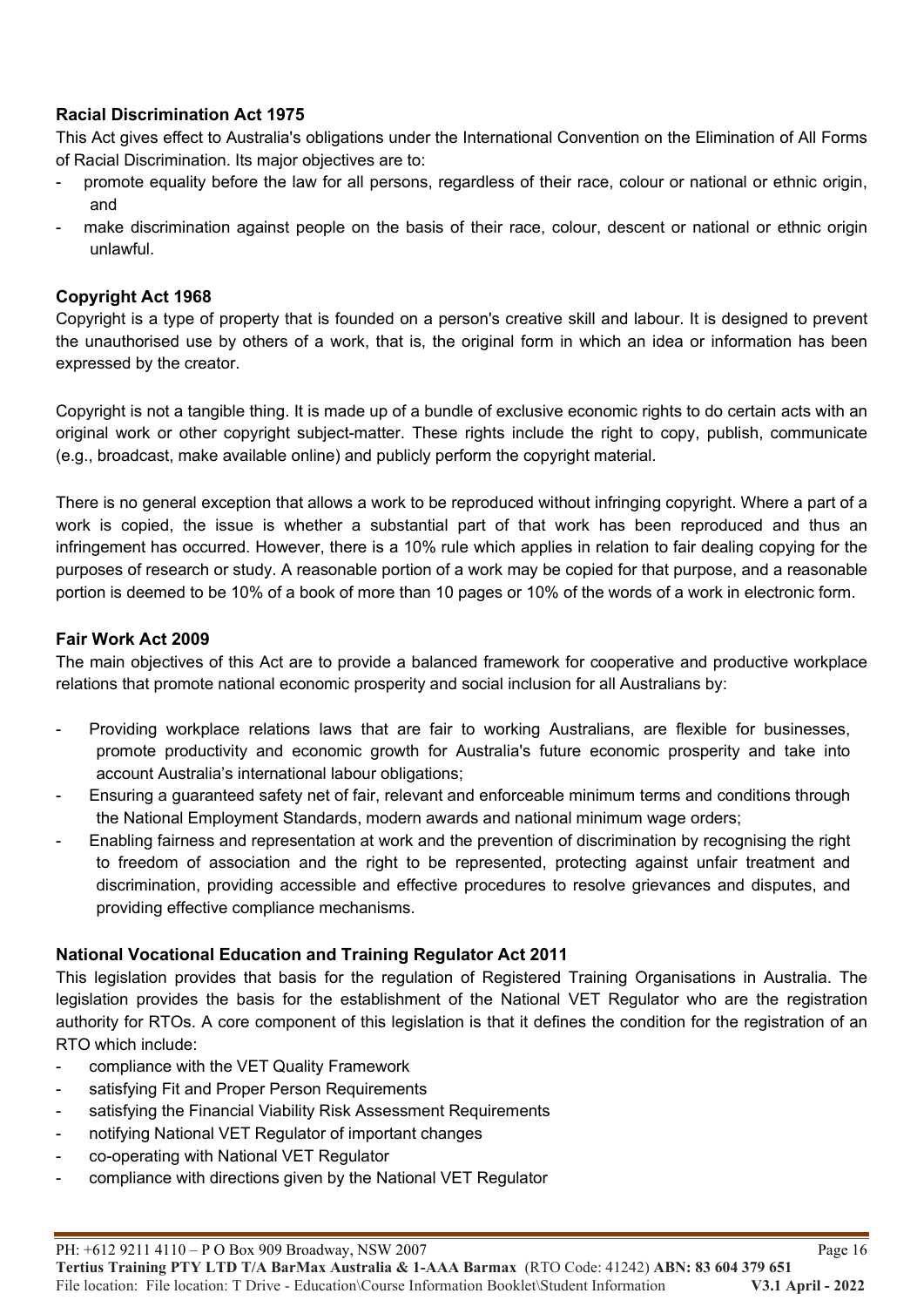### Racial Discrimination Act 1975

This Act gives effect to Australia's obligations under the International Convention on the Elimination of All Forms of Racial Discrimination. Its major objectives are to:

- promote equality before the law for all persons, regardless of their race, colour or national or ethnic origin, and
- make discrimination against people on the basis of their race, colour, descent or national or ethnic origin unlawful.

### Copyright Act 1968

Copyright is a type of property that is founded on a person's creative skill and labour. It is designed to prevent the unauthorised use by others of a work, that is, the original form in which an idea or information has been expressed by the creator.

Copyright is not a tangible thing. It is made up of a bundle of exclusive economic rights to do certain acts with an original work or other copyright subject-matter. These rights include the right to copy, publish, communicate (e.g., broadcast, make available online) and publicly perform the copyright material.

There is no general exception that allows a work to be reproduced without infringing copyright. Where a part of a work is copied, the issue is whether a substantial part of that work has been reproduced and thus an infringement has occurred. However, there is a 10% rule which applies in relation to fair dealing copying for the purposes of research or study. A reasonable portion of a work may be copied for that purpose, and a reasonable portion is deemed to be 10% of a book of more than 10 pages or 10% of the words of a work in electronic form.

### Fair Work Act 2009

The main objectives of this Act are to provide a balanced framework for cooperative and productive workplace relations that promote national economic prosperity and social inclusion for all Australians by:

- Providing workplace relations laws that are fair to working Australians, are flexible for businesses, promote productivity and economic growth for Australia's future economic prosperity and take into account Australia's international labour obligations;
- Ensuring a guaranteed safety net of fair, relevant and enforceable minimum terms and conditions through the National Employment Standards, modern awards and national minimum wage orders;
- Enabling fairness and representation at work and the prevention of discrimination by recognising the right to freedom of association and the right to be represented, protecting against unfair treatment and discrimination, providing accessible and effective procedures to resolve grievances and disputes, and providing effective compliance mechanisms.

### National Vocational Education and Training Regulator Act 2011

This legislation provides that basis for the regulation of Registered Training Organisations in Australia. The legislation provides the basis for the establishment of the National VET Regulator who are the registration authority for RTOs. A core component of this legislation is that it defines the condition for the registration of an RTO which include:

- compliance with the VET Quality Framework
- satisfying Fit and Proper Person Requirements
- satisfying the Financial Viability Risk Assessment Requirements
- notifying National VET Regulator of important changes
- co-operating with National VET Regulator
- compliance with directions given by the National VET Regulator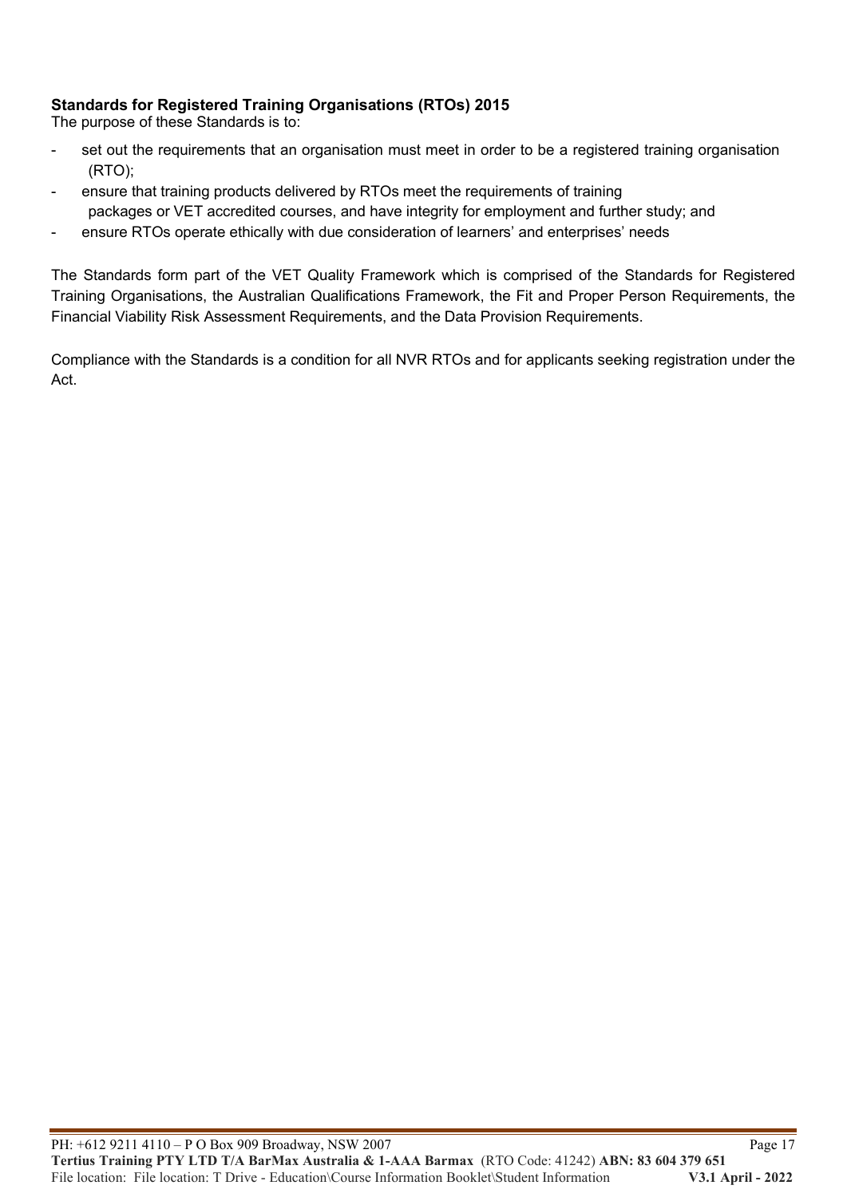**Standards for Registered Training Organisations (RTOs) 2015**

The purpose of these Standards is to:

- set out the requirements that an organisation must meet in order to be a registered training organisation (RTO);
- ensure that training products delivered by RTOs meet the requirements of training packages or VET accredited courses, and have integrity for employment and further study; and
- ensure RTOs operate ethically with due consideration of learners' and enterprises' needs

The Standards form part of the VET Quality Framework which is comprised of the Standards for Registered Training Organisations, the Australian Qualifications Framework, the Fit and Proper Person Requirements, the Financial Viability Risk Assessment Requirements, and the Data Provision Requirements.

Compliance with the Standards is a condition for all NVR RTOs and for applicants seeking registration under the Act.